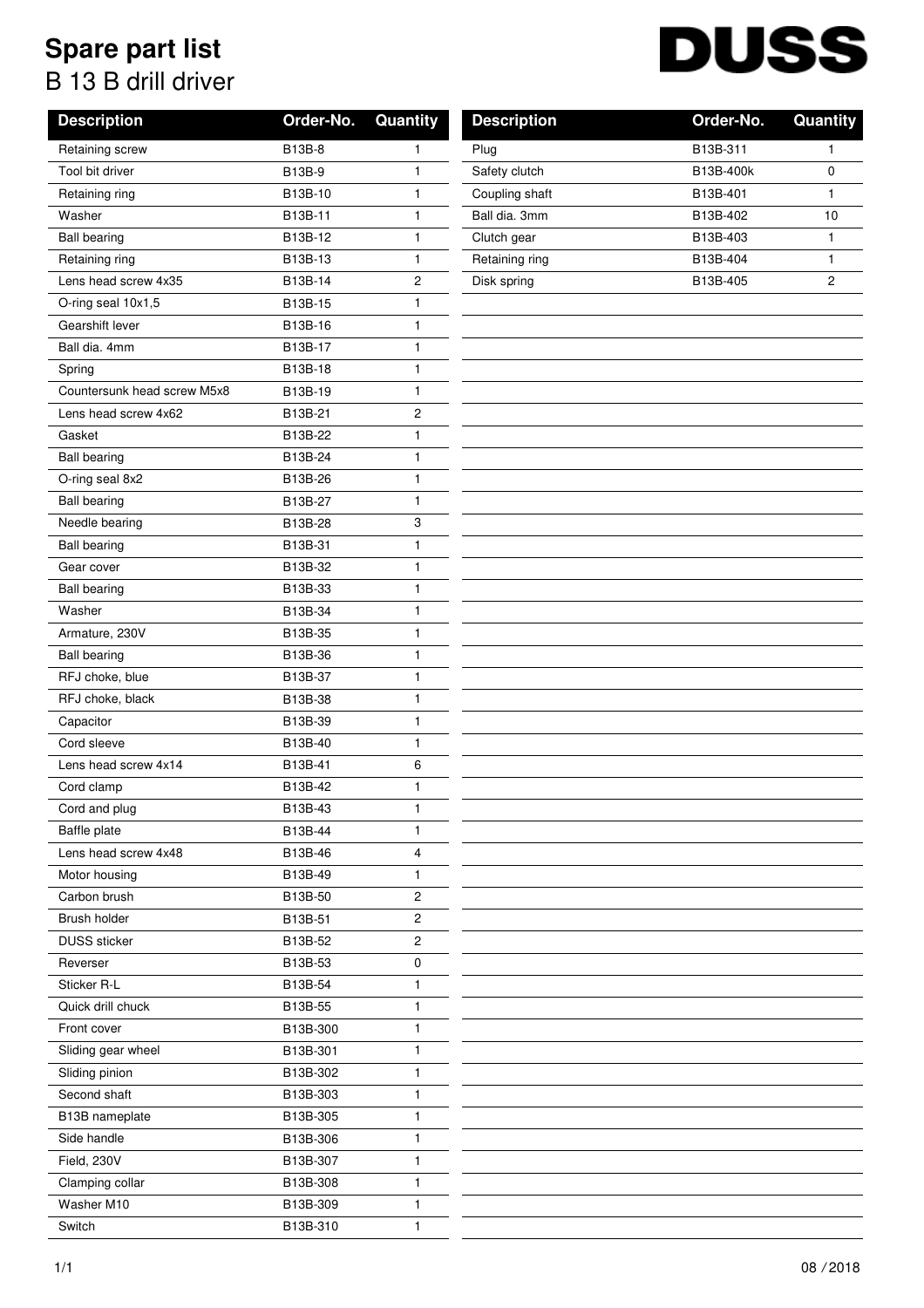# Spare part list

B 13 B drill driver

DUSS

| Description | Order-No. | Quantity |
|---|---|---|
| Retaining screw | B13B-8 | 1 |
| Tool bit driver | B13B-9 | 1 |
| Retaining ring | B13B-10 | 1 |
| Washer | B13B-11 | 1 |
| Ball bearing | B13B-12 | 1 |
| Retaining ring | B13B-13 | 1 |
| Lens head screw 4x35 | B13B-14 | 2 |
| O-ring seal 10x1,5 | B13B-15 | 1 |
| Gearshift lever | B13B-16 | 1 |
| Ball dia. 4mm | B13B-17 | 1 |
| Spring | B13B-18 | 1 |
| Countersunk head screw M5x8 | B13B-19 | 1 |
| Lens head screw 4x62 | B13B-21 | 2 |
| Gasket | B13B-22 | 1 |
| Ball bearing | B13B-24 | 1 |
| O-ring seal 8x2 | B13B-26 | 1 |
| Ball bearing | B13B-27 | 1 |
| Needle bearing | B13B-28 | 3 |
| Ball bearing | B13B-31 | 1 |
| Gear cover | B13B-32 | 1 |
| Ball bearing | B13B-33 | 1 |
| Washer | B13B-34 | 1 |
| Armature, 230V | B13B-35 | 1 |
| Ball bearing | B13B-36 | 1 |
| RFJ choke, blue | B13B-37 | 1 |
| RFJ choke, black | B13B-38 | 1 |
| Capacitor | B13B-39 | 1 |
| Cord sleeve | B13B-40 | 1 |
| Lens head screw 4x14 | B13B-41 | 6 |
| Cord clamp | B13B-42 | 1 |
| Cord and plug | B13B-43 | 1 |
| Baffle plate | B13B-44 | 1 |
| Lens head screw 4x48 | B13B-46 | 4 |
| Motor housing | B13B-49 | 1 |
| Carbon brush | B13B-50 | 2 |
| Brush holder | B13B-51 | 2 |
| DUSS sticker | B13B-52 | 2 |
| Reverser | B13B-53 | 0 |
| Sticker R-L | B13B-54 | 1 |
| Quick drill chuck | B13B-55 | 1 |
| Front cover | B13B-300 | 1 |
| Sliding gear wheel | B13B-301 | 1 |
| Sliding pinion | B13B-302 | 1 |
| Second shaft | B13B-303 | 1 |
| B13B nameplate | B13B-305 | 1 |
| Side handle | B13B-306 | 1 |
| Field, 230V | B13B-307 | 1 |
| Clamping collar | B13B-308 | 1 |
| Washer M10 | B13B-309 | 1 |
| Switch | B13B-310 | 1 |
| Plug | B13B-311 | 1 |
| Safety clutch | B13B-400k | 0 |
| Coupling shaft | B13B-401 | 1 |
| Ball dia. 3mm | B13B-402 | 10 |
| Clutch gear | B13B-403 | 1 |
| Retaining ring | B13B-404 | 1 |
| Disk spring | B13B-405 | 2 |

08 / 2018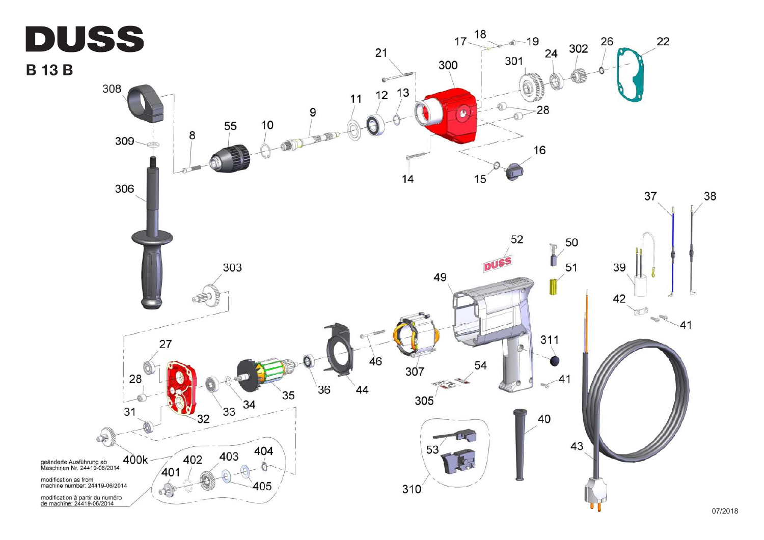# DUSS

## B 13 B

308
309
306
8
55
10
9
11
12
13
21
300
17
18
19
24
302
26
22
301
28
14
15
16
37
38
52
50
51
39
49
42
41
303
311
27
46
307
54
41
28
35
36
44
305
31
32
33
34
40
53
43
400k
402
403
404
401
405
310

geänderte Ausführung ab
Maschinen Nr. 24419-06/2014

modification as from
machine number: 24419-06/2014

modification à partir du numéro
de machine: 24419-06/2014

07/2018